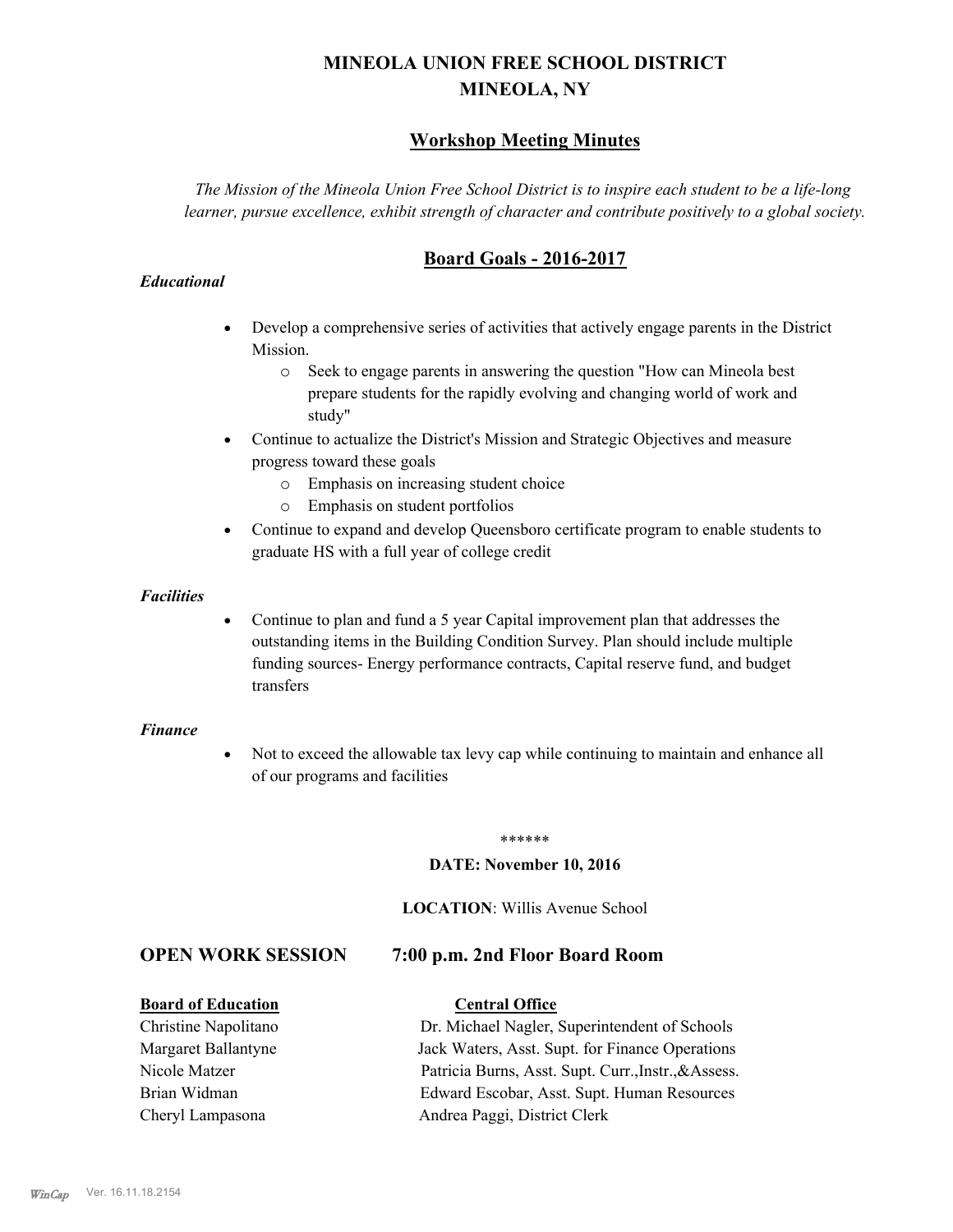# MINEOLA UNION FREE SCHOOL DISTRICT
# MINEOLA, NY

## Workshop Meeting Minutes

*The Mission of the Mineola Union Free School District is to inspire each student to be a life-long learner, pursue excellence, exhibit strength of character and contribute positively to a global society.*

## Board Goals - 2016-2017

***Educational***

- Develop a comprehensive series of activities that actively engage parents in the District Mission.
  - Seek to engage parents in answering the question "How can Mineola best prepare students for the rapidly evolving and changing world of work and study"
- Continue to actualize the District's Mission and Strategic Objectives and measure progress toward these goals
  - Emphasis on increasing student choice
  - Emphasis on student portfolios
- Continue to expand and develop Queensboro certificate program to enable students to graduate HS with a full year of college credit

***Facilities***

- Continue to plan and fund a 5 year Capital improvement plan that addresses the outstanding items in the Building Condition Survey. Plan should include multiple funding sources- Energy performance contracts, Capital reserve fund, and budget transfers

***Finance***

- Not to exceed the allowable tax levy cap while continuing to maintain and enhance all of our programs and facilities

******

**DATE: November 10, 2016**

**LOCATION**: Willis Avenue School

## OPEN WORK SESSION 7:00 p.m. 2nd Floor Board Room

| **Board of Education** | **Central Office** |
| --- | --- |
| Christine Napolitano | Dr. Michael Nagler, Superintendent of Schools |
| Margaret Ballantyne | Jack Waters, Asst. Supt. for Finance Operations |
| Nicole Matzer | Patricia Burns, Asst. Supt. Curr.,Instr.,&Assess. |
| Brian Widman | Edward Escobar, Asst. Supt. Human Resources |
| Cheryl Lampasona | Andrea Paggi, District Clerk |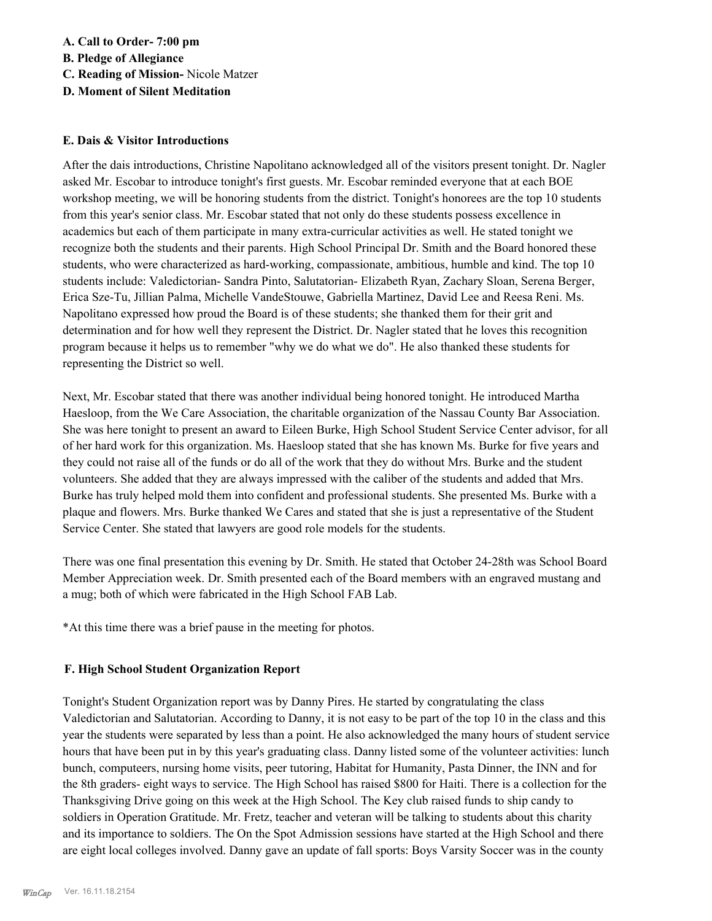**A. Call to Order- 7:00 pm**
**B. Pledge of Allegiance**
**C. Reading of Mission-** Nicole Matzer
**D. Moment of Silent Meditation**

**E. Dais & Visitor Introductions**

After the dais introductions, Christine Napolitano acknowledged all of the visitors present tonight. Dr. Nagler asked Mr. Escobar to introduce tonight's first guests. Mr. Escobar reminded everyone that at each BOE workshop meeting, we will be honoring students from the district. Tonight's honorees are the top 10 students from this year's senior class. Mr. Escobar stated that not only do these students possess excellence in academics but each of them participate in many extra-curricular activities as well. He stated tonight we recognize both the students and their parents. High School Principal Dr. Smith and the Board honored these students, who were characterized as hard-working, compassionate, ambitious, humble and kind. The top 10 students include: Valedictorian- Sandra Pinto, Salutatorian- Elizabeth Ryan, Zachary Sloan, Serena Berger, Erica Sze-Tu, Jillian Palma, Michelle VandeStouwe, Gabriella Martinez, David Lee and Reesa Reni. Ms. Napolitano expressed how proud the Board is of these students; she thanked them for their grit and determination and for how well they represent the District. Dr. Nagler stated that he loves this recognition program because it helps us to remember "why we do what we do". He also thanked these students for representing the District so well.

Next, Mr. Escobar stated that there was another individual being honored tonight. He introduced Martha Haesloop, from the We Care Association, the charitable organization of the Nassau County Bar Association. She was here tonight to present an award to Eileen Burke, High School Student Service Center advisor, for all of her hard work for this organization. Ms. Haesloop stated that she has known Ms. Burke for five years and they could not raise all of the funds or do all of the work that they do without Mrs. Burke and the student volunteers. She added that they are always impressed with the caliber of the students and added that Mrs. Burke has truly helped mold them into confident and professional students. She presented Ms. Burke with a plaque and flowers. Mrs. Burke thanked We Cares and stated that she is just a representative of the Student Service Center. She stated that lawyers are good role models for the students.

There was one final presentation this evening by Dr. Smith. He stated that October 24-28th was School Board Member Appreciation week. Dr. Smith presented each of the Board members with an engraved mustang and a mug; both of which were fabricated in the High School FAB Lab.

*At this time there was a brief pause in the meeting for photos.

**F. High School Student Organization Report**

Tonight's Student Organization report was by Danny Pires. He started by congratulating the class Valedictorian and Salutatorian. According to Danny, it is not easy to be part of the top 10 in the class and this year the students were separated by less than a point. He also acknowledged the many hours of student service hours that have been put in by this year's graduating class. Danny listed some of the volunteer activities: lunch bunch, computeers, nursing home visits, peer tutoring, Habitat for Humanity, Pasta Dinner, the INN and for the 8th graders- eight ways to service. The High School has raised $800 for Haiti. There is a collection for the Thanksgiving Drive going on this week at the High School. The Key club raised funds to ship candy to soldiers in Operation Gratitude. Mr. Fretz, teacher and veteran will be talking to students about this charity and its importance to soldiers. The On the Spot Admission sessions have started at the High School and there are eight local colleges involved. Danny gave an update of fall sports: Boys Varsity Soccer was in the county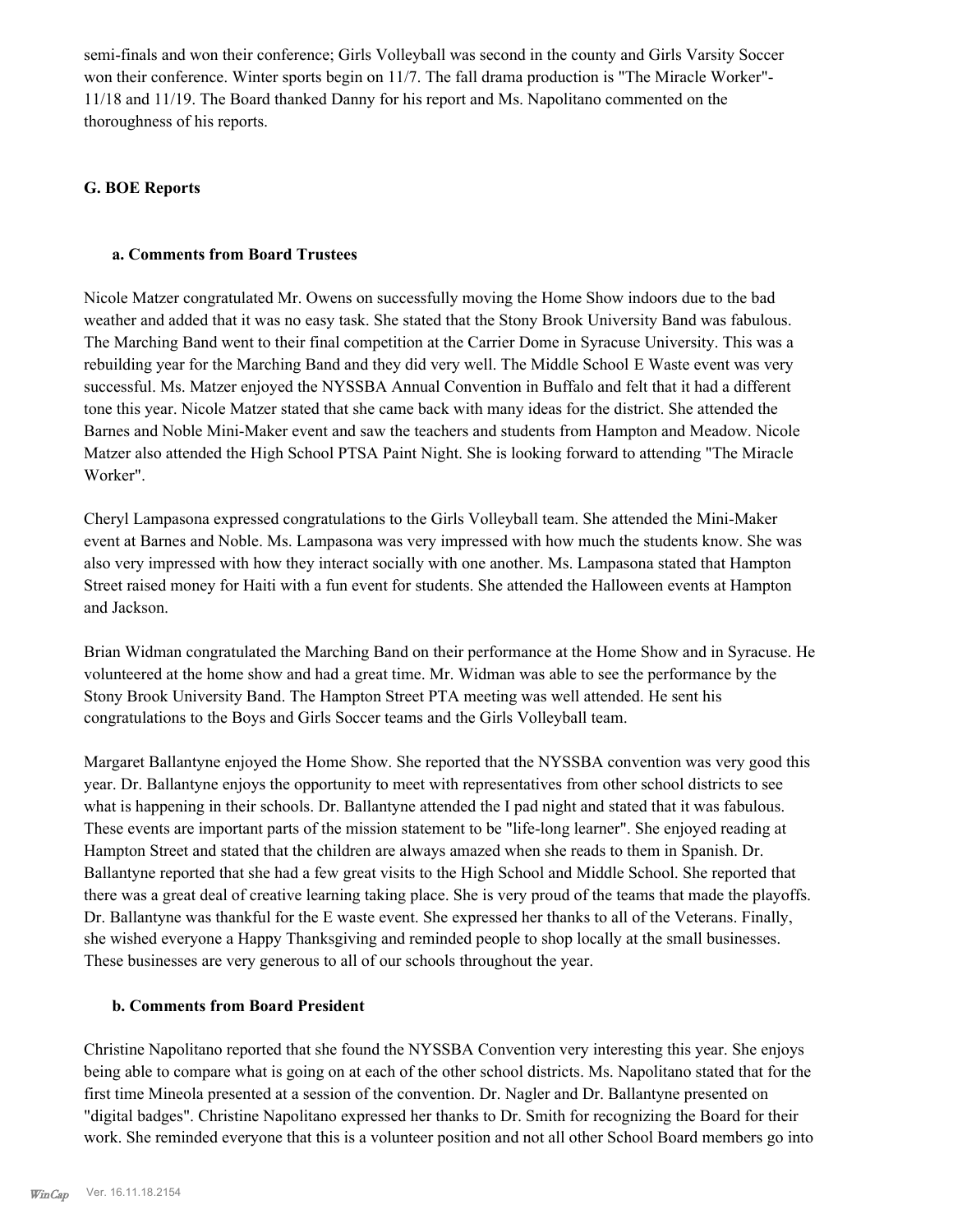semi-finals and won their conference; Girls Volleyball was second in the county and Girls Varsity Soccer won their conference. Winter sports begin on 11/7. The fall drama production is "The Miracle Worker"- 11/18 and 11/19. The Board thanked Danny for his report and Ms. Napolitano commented on the thoroughness of his reports.

## G. BOE Reports

### a. Comments from Board Trustees

Nicole Matzer congratulated Mr. Owens on successfully moving the Home Show indoors due to the bad weather and added that it was no easy task. She stated that the Stony Brook University Band was fabulous. The Marching Band went to their final competition at the Carrier Dome in Syracuse University. This was a rebuilding year for the Marching Band and they did very well. The Middle School E Waste event was very successful. Ms. Matzer enjoyed the NYSSBA Annual Convention in Buffalo and felt that it had a different tone this year. Nicole Matzer stated that she came back with many ideas for the district. She attended the Barnes and Noble Mini-Maker event and saw the teachers and students from Hampton and Meadow. Nicole Matzer also attended the High School PTSA Paint Night. She is looking forward to attending "The Miracle Worker".

Cheryl Lampasona expressed congratulations to the Girls Volleyball team. She attended the Mini-Maker event at Barnes and Noble. Ms. Lampasona was very impressed with how much the students know. She was also very impressed with how they interact socially with one another. Ms. Lampasona stated that Hampton Street raised money for Haiti with a fun event for students. She attended the Halloween events at Hampton and Jackson.

Brian Widman congratulated the Marching Band on their performance at the Home Show and in Syracuse. He volunteered at the home show and had a great time. Mr. Widman was able to see the performance by the Stony Brook University Band. The Hampton Street PTA meeting was well attended. He sent his congratulations to the Boys and Girls Soccer teams and the Girls Volleyball team.

Margaret Ballantyne enjoyed the Home Show. She reported that the NYSSBA convention was very good this year. Dr. Ballantyne enjoys the opportunity to meet with representatives from other school districts to see what is happening in their schools. Dr. Ballantyne attended the I pad night and stated that it was fabulous. These events are important parts of the mission statement to be "life-long learner". She enjoyed reading at Hampton Street and stated that the children are always amazed when she reads to them in Spanish. Dr. Ballantyne reported that she had a few great visits to the High School and Middle School. She reported that there was a great deal of creative learning taking place. She is very proud of the teams that made the playoffs. Dr. Ballantyne was thankful for the E waste event. She expressed her thanks to all of the Veterans. Finally, she wished everyone a Happy Thanksgiving and reminded people to shop locally at the small businesses. These businesses are very generous to all of our schools throughout the year.

### b. Comments from Board President

Christine Napolitano reported that she found the NYSSBA Convention very interesting this year. She enjoys being able to compare what is going on at each of the other school districts. Ms. Napolitano stated that for the first time Mineola presented at a session of the convention. Dr. Nagler and Dr. Ballantyne presented on "digital badges". Christine Napolitano expressed her thanks to Dr. Smith for recognizing the Board for their work. She reminded everyone that this is a volunteer position and not all other School Board members go into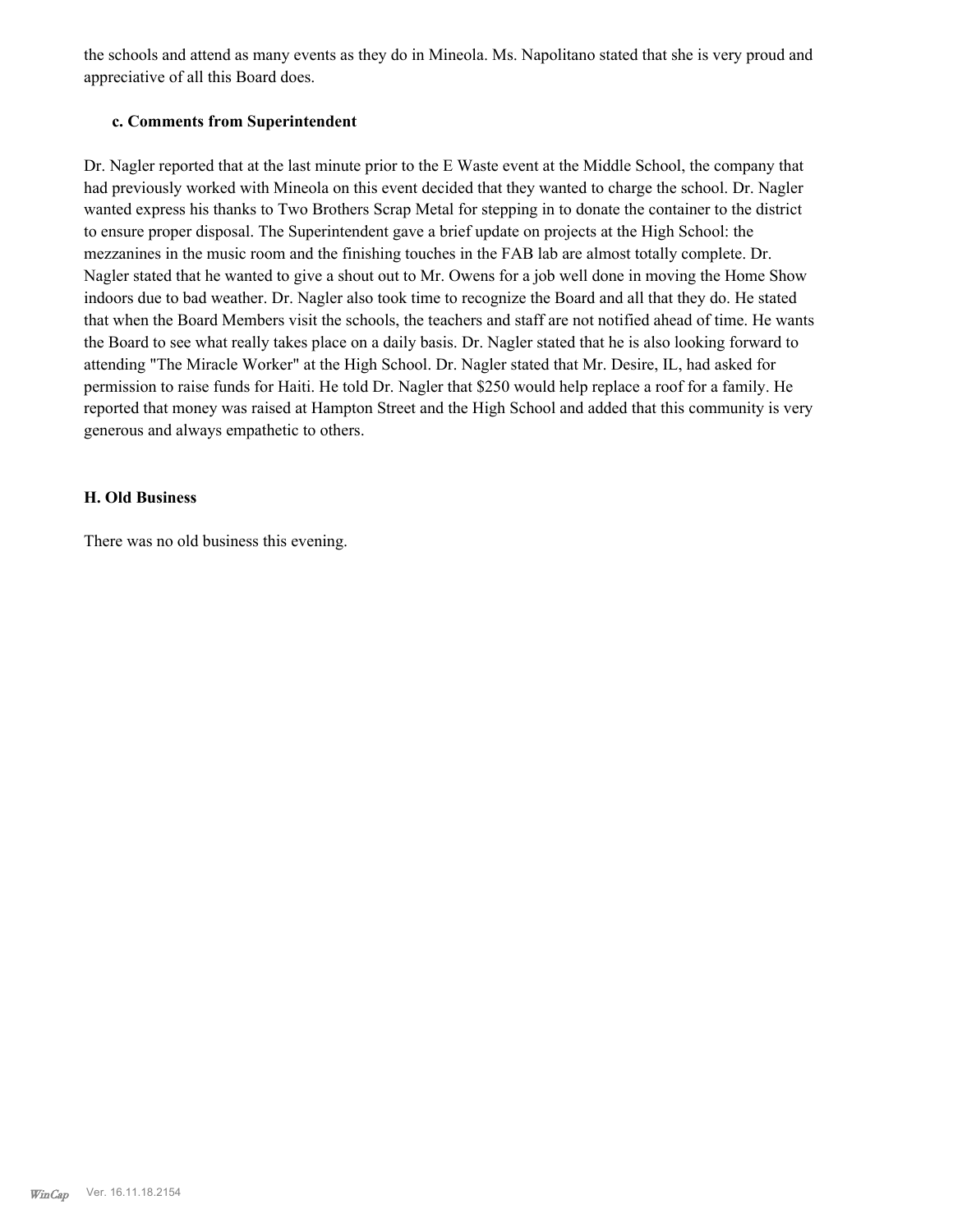the schools and attend as many events as they do in Mineola. Ms. Napolitano stated that she is very proud and appreciative of all this Board does.

### c. Comments from Superintendent

Dr. Nagler reported that at the last minute prior to the E Waste event at the Middle School, the company that had previously worked with Mineola on this event decided that they wanted to charge the school. Dr. Nagler wanted express his thanks to Two Brothers Scrap Metal for stepping in to donate the container to the district to ensure proper disposal. The Superintendent gave a brief update on projects at the High School: the mezzanines in the music room and the finishing touches in the FAB lab are almost totally complete. Dr. Nagler stated that he wanted to give a shout out to Mr. Owens for a job well done in moving the Home Show indoors due to bad weather. Dr. Nagler also took time to recognize the Board and all that they do. He stated that when the Board Members visit the schools, the teachers and staff are not notified ahead of time. He wants the Board to see what really takes place on a daily basis. Dr. Nagler stated that he is also looking forward to attending "The Miracle Worker" at the High School. Dr. Nagler stated that Mr. Desire, IL, had asked for permission to raise funds for Haiti. He told Dr. Nagler that $250 would help replace a roof for a family. He reported that money was raised at Hampton Street and the High School and added that this community is very generous and always empathetic to others.

## H. Old Business

There was no old business this evening.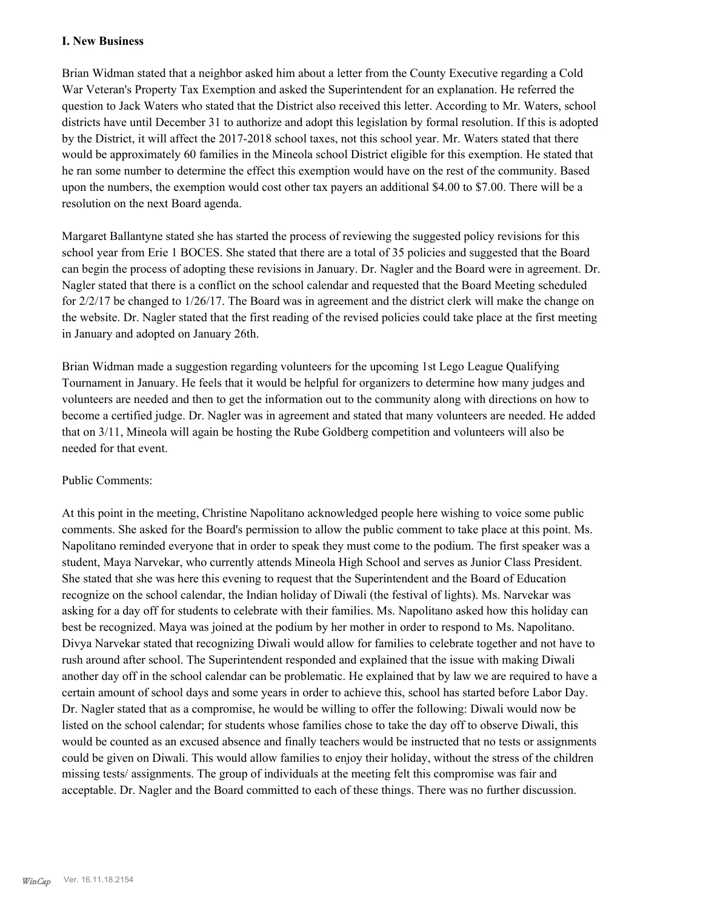## I. New Business

Brian Widman stated that a neighbor asked him about a letter from the County Executive regarding a Cold War Veteran's Property Tax Exemption and asked the Superintendent for an explanation. He referred the question to Jack Waters who stated that the District also received this letter. According to Mr. Waters, school districts have until December 31 to authorize and adopt this legislation by formal resolution. If this is adopted by the District, it will affect the 2017-2018 school taxes, not this school year. Mr. Waters stated that there would be approximately 60 families in the Mineola school District eligible for this exemption. He stated that he ran some number to determine the effect this exemption would have on the rest of the community. Based upon the numbers, the exemption would cost other tax payers an additional $4.00 to $7.00. There will be a resolution on the next Board agenda.

Margaret Ballantyne stated she has started the process of reviewing the suggested policy revisions for this school year from Erie 1 BOCES. She stated that there are a total of 35 policies and suggested that the Board can begin the process of adopting these revisions in January. Dr. Nagler and the Board were in agreement. Dr. Nagler stated that there is a conflict on the school calendar and requested that the Board Meeting scheduled for 2/2/17 be changed to 1/26/17. The Board was in agreement and the district clerk will make the change on the website. Dr. Nagler stated that the first reading of the revised policies could take place at the first meeting in January and adopted on January 26th.

Brian Widman made a suggestion regarding volunteers for the upcoming 1st Lego League Qualifying Tournament in January. He feels that it would be helpful for organizers to determine how many judges and volunteers are needed and then to get the information out to the community along with directions on how to become a certified judge. Dr. Nagler was in agreement and stated that many volunteers are needed. He added that on 3/11, Mineola will again be hosting the Rube Goldberg competition and volunteers will also be needed for that event.

Public Comments:

At this point in the meeting, Christine Napolitano acknowledged people here wishing to voice some public comments. She asked for the Board's permission to allow the public comment to take place at this point. Ms. Napolitano reminded everyone that in order to speak they must come to the podium. The first speaker was a student, Maya Narvekar, who currently attends Mineola High School and serves as Junior Class President. She stated that she was here this evening to request that the Superintendent and the Board of Education recognize on the school calendar, the Indian holiday of Diwali (the festival of lights). Ms. Narvekar was asking for a day off for students to celebrate with their families. Ms. Napolitano asked how this holiday can best be recognized. Maya was joined at the podium by her mother in order to respond to Ms. Napolitano. Divya Narvekar stated that recognizing Diwali would allow for families to celebrate together and not have to rush around after school. The Superintendent responded and explained that the issue with making Diwali another day off in the school calendar can be problematic. He explained that by law we are required to have a certain amount of school days and some years in order to achieve this, school has started before Labor Day. Dr. Nagler stated that as a compromise, he would be willing to offer the following: Diwali would now be listed on the school calendar; for students whose families chose to take the day off to observe Diwali, this would be counted as an excused absence and finally teachers would be instructed that no tests or assignments could be given on Diwali. This would allow families to enjoy their holiday, without the stress of the children missing tests/ assignments. The group of individuals at the meeting felt this compromise was fair and acceptable. Dr. Nagler and the Board committed to each of these things. There was no further discussion.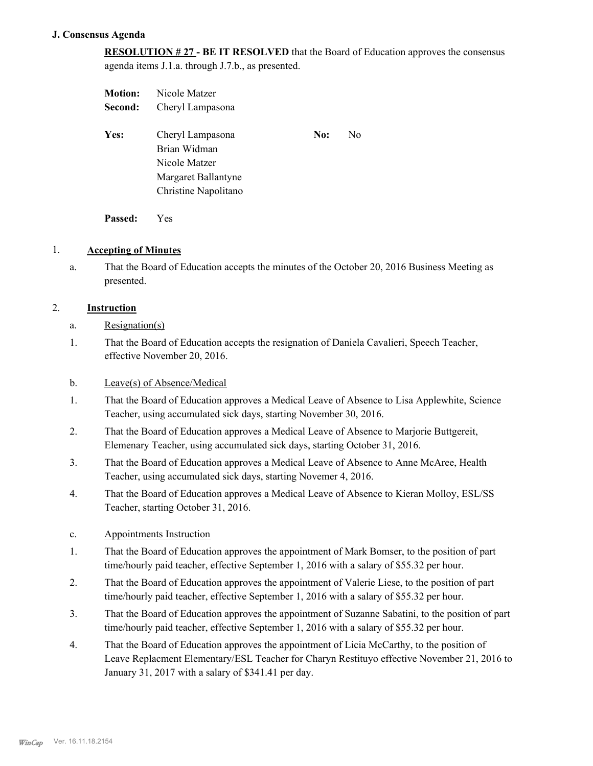### J. Consensus Agenda

**RESOLUTION # 27 - BE IT RESOLVED** that the Board of Education approves the consensus agenda items J.1.a. through J.7.b., as presented.

**Motion:** Nicole Matzer
**Second:** Cheryl Lampasona

**Yes:** Cheryl Lampasona, Brian Widman, Nicole Matzer, Margaret Ballantyne, Christine Napolitano
**No:** No

**Passed:** Yes

1. **Accepting of Minutes**

   a. That the Board of Education accepts the minutes of the October 20, 2016 Business Meeting as presented.

2. **Instruction**

   a. Resignation(s)

   1. That the Board of Education accepts the resignation of Daniela Cavalieri, Speech Teacher, effective November 20, 2016.

   b. Leave(s) of Absence/Medical

   1. That the Board of Education approves a Medical Leave of Absence to Lisa Applewhite, Science Teacher, using accumulated sick days, starting November 30, 2016.
   2. That the Board of Education approves a Medical Leave of Absence to Marjorie Buttgereit, Elemenary Teacher, using accumulated sick days, starting October 31, 2016.
   3. That the Board of Education approves a Medical Leave of Absence to Anne McAree, Health Teacher, using accumulated sick days, starting Novemer 4, 2016.
   4. That the Board of Education approves a Medical Leave of Absence to Kieran Molloy, ESL/SS Teacher, starting October 31, 2016.

   c. Appointments Instruction

   1. That the Board of Education approves the appointment of Mark Bomser, to the position of part time/hourly paid teacher, effective September 1, 2016 with a salary of $55.32 per hour.
   2. That the Board of Education approves the appointment of Valerie Liese, to the position of part time/hourly paid teacher, effective September 1, 2016 with a salary of $55.32 per hour.
   3. That the Board of Education approves the appointment of Suzanne Sabatini, to the position of part time/hourly paid teacher, effective September 1, 2016 with a salary of $55.32 per hour.
   4. That the Board of Education approves the appointment of Licia McCarthy, to the position of Leave Replacment Elementary/ESL Teacher for Charyn Restituyo effective November 21, 2016 to January 31, 2017 with a salary of $341.41 per day.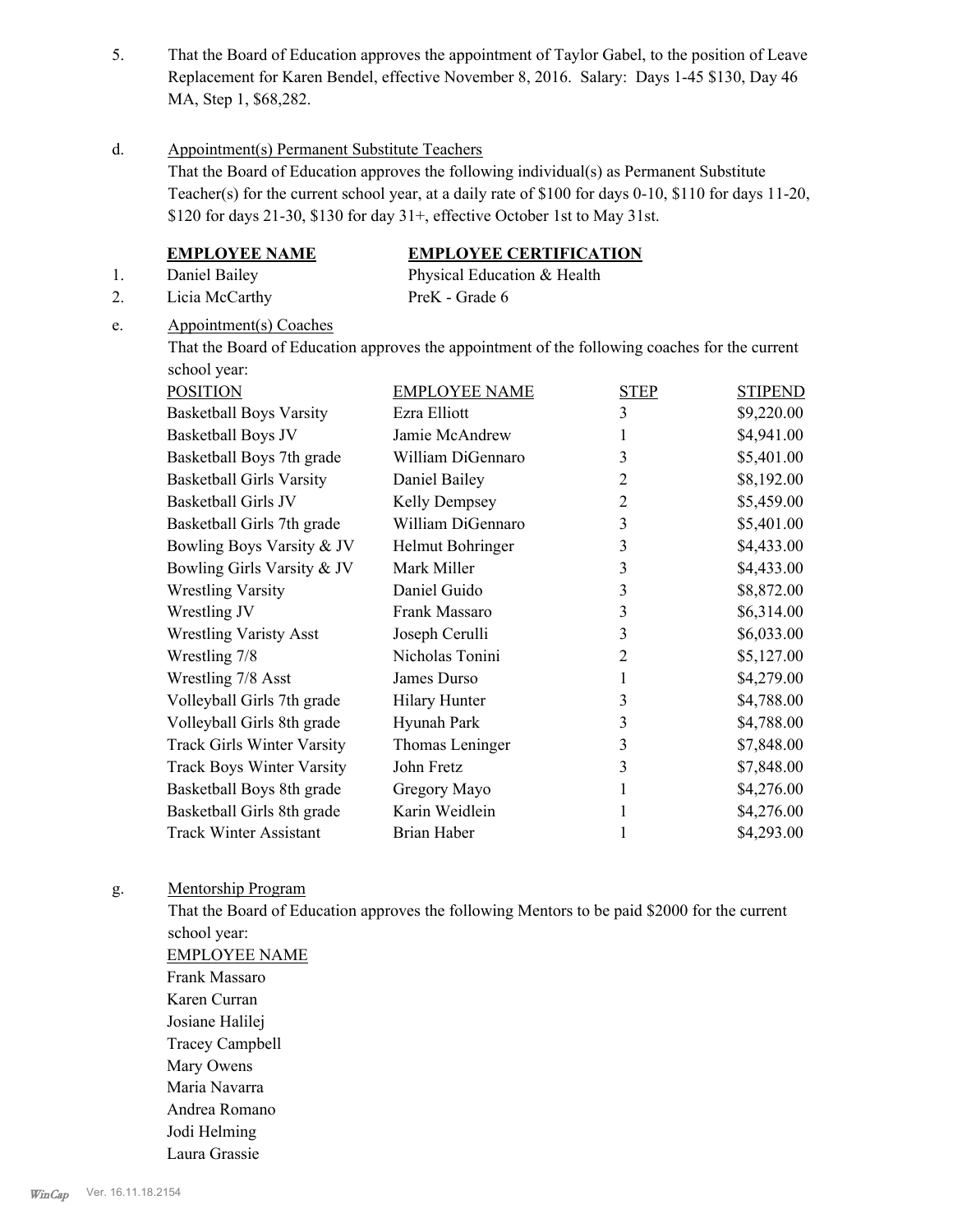5. That the Board of Education approves the appointment of Taylor Gabel, to the position of Leave Replacement for Karen Bendel, effective November 8, 2016. Salary: Days 1-45 $130, Day 46 MA, Step 1, $68,282.

d. Appointment(s) Permanent Substitute Teachers

That the Board of Education approves the following individual(s) as Permanent Substitute Teacher(s) for the current school year, at a daily rate of $100 for days 0-10, $110 for days 11-20, $120 for days 21-30, $130 for day 31+, effective October 1st to May 31st.

| | **EMPLOYEE NAME** | **EMPLOYEE CERTIFICATION** |
|---|---|---|
| 1. | Daniel Bailey | Physical Education & Health |
| 2. | Licia McCarthy | PreK - Grade 6 |

e. Appointment(s) Coaches

That the Board of Education approves the appointment of the following coaches for the current school year:

| POSITION | EMPLOYEE NAME | STEP | STIPEND |
|---|---|---|---|
| Basketball Boys Varsity | Ezra Elliott | 3 | $9,220.00 |
| Basketball Boys JV | Jamie McAndrew | 1 | $4,941.00 |
| Basketball Boys 7th grade | William DiGennaro | 3 | $5,401.00 |
| Basketball Girls Varsity | Daniel Bailey | 2 | $8,192.00 |
| Basketball Girls JV | Kelly Dempsey | 2 | $5,459.00 |
| Basketball Girls 7th grade | William DiGennaro | 3 | $5,401.00 |
| Bowling Boys Varsity & JV | Helmut Bohringer | 3 | $4,433.00 |
| Bowling Girls Varsity & JV | Mark Miller | 3 | $4,433.00 |
| Wrestling Varsity | Daniel Guido | 3 | $8,872.00 |
| Wrestling JV | Frank Massaro | 3 | $6,314.00 |
| Wrestling Varisty Asst | Joseph Cerulli | 3 | $6,033.00 |
| Wrestling 7/8 | Nicholas Tonini | 2 | $5,127.00 |
| Wrestling 7/8 Asst | James Durso | 1 | $4,279.00 |
| Volleyball Girls 7th grade | Hilary Hunter | 3 | $4,788.00 |
| Volleyball Girls 8th grade | Hyunah Park | 3 | $4,788.00 |
| Track Girls Winter Varsity | Thomas Leninger | 3 | $7,848.00 |
| Track Boys Winter Varsity | John Fretz | 3 | $7,848.00 |
| Basketball Boys 8th grade | Gregory Mayo | 1 | $4,276.00 |
| Basketball Girls 8th grade | Karin Weidlein | 1 | $4,276.00 |
| Track Winter Assistant | Brian Haber | 1 | $4,293.00 |

g. Mentorship Program

That the Board of Education approves the following Mentors to be paid $2000 for the current school year:

EMPLOYEE NAME

Frank Massaro
Karen Curran
Josiane Halilej
Tracey Campbell
Mary Owens
Maria Navarra
Andrea Romano
Jodi Helming
Laura Grassie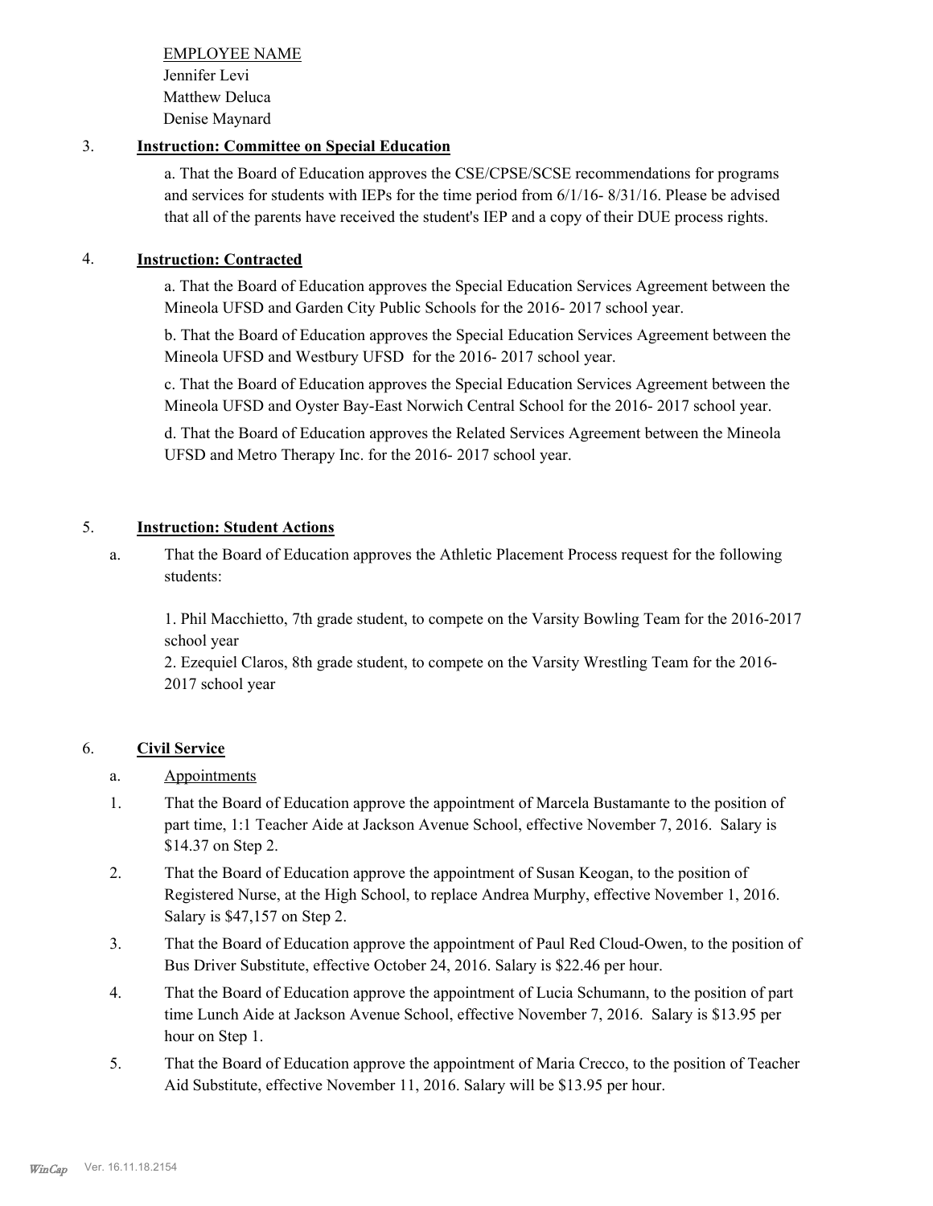EMPLOYEE NAME
Jennifer Levi
Matthew Deluca
Denise Maynard

3. **Instruction: Committee on Special Education**

a. That the Board of Education approves the CSE/CPSE/SCSE recommendations for programs and services for students with IEPs for the time period from 6/1/16- 8/31/16. Please be advised that all of the parents have received the student's IEP and a copy of their DUE process rights.

4. **Instruction: Contracted**

a. That the Board of Education approves the Special Education Services Agreement between the Mineola UFSD and Garden City Public Schools for the 2016- 2017 school year.

b. That the Board of Education approves the Special Education Services Agreement between the Mineola UFSD and Westbury UFSD for the 2016- 2017 school year.

c. That the Board of Education approves the Special Education Services Agreement between the Mineola UFSD and Oyster Bay-East Norwich Central School for the 2016- 2017 school year.

d. That the Board of Education approves the Related Services Agreement between the Mineola UFSD and Metro Therapy Inc. for the 2016- 2017 school year.

5. **Instruction: Student Actions**

a. That the Board of Education approves the Athletic Placement Process request for the following students:

1. Phil Macchietto, 7th grade student, to compete on the Varsity Bowling Team for the 2016-2017 school year
2. Ezequiel Claros, 8th grade student, to compete on the Varsity Wrestling Team for the 2016-2017 school year

6. **Civil Service**

a. Appointments

1. That the Board of Education approve the appointment of Marcela Bustamante to the position of part time, 1:1 Teacher Aide at Jackson Avenue School, effective November 7, 2016. Salary is $14.37 on Step 2.
2. That the Board of Education approve the appointment of Susan Keogan, to the position of Registered Nurse, at the High School, to replace Andrea Murphy, effective November 1, 2016. Salary is $47,157 on Step 2.
3. That the Board of Education approve the appointment of Paul Red Cloud-Owen, to the position of Bus Driver Substitute, effective October 24, 2016. Salary is $22.46 per hour.
4. That the Board of Education approve the appointment of Lucia Schumann, to the position of part time Lunch Aide at Jackson Avenue School, effective November 7, 2016. Salary is $13.95 per hour on Step 1.
5. That the Board of Education approve the appointment of Maria Crecco, to the position of Teacher Aid Substitute, effective November 11, 2016. Salary will be $13.95 per hour.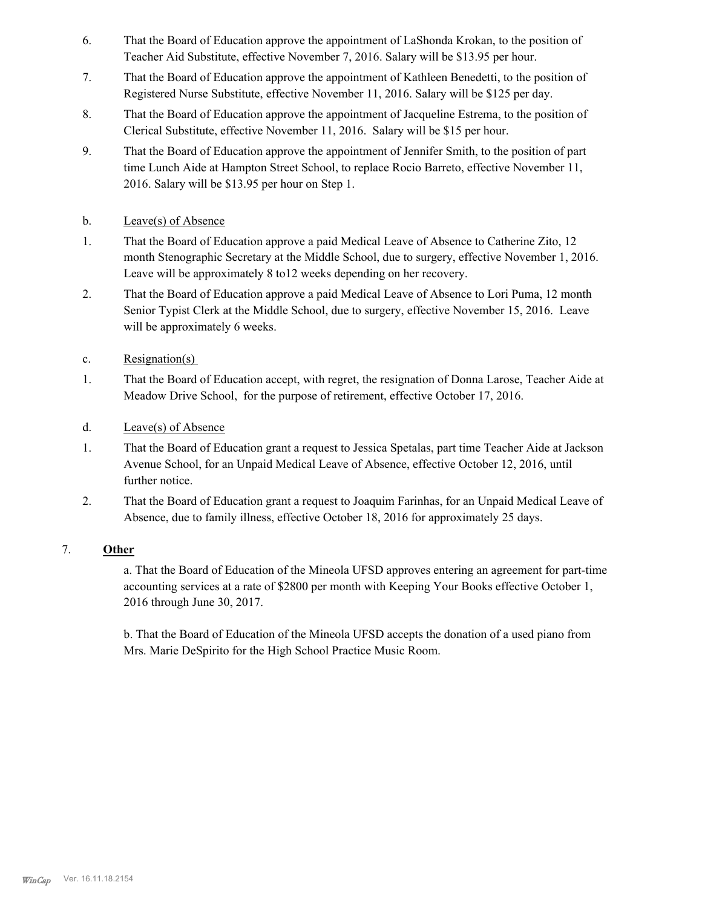6. That the Board of Education approve the appointment of LaShonda Krokan, to the position of Teacher Aid Substitute, effective November 7, 2016. Salary will be $13.95 per hour.

7. That the Board of Education approve the appointment of Kathleen Benedetti, to the position of Registered Nurse Substitute, effective November 11, 2016. Salary will be $125 per day.

8. That the Board of Education approve the appointment of Jacqueline Estrema, to the position of Clerical Substitute, effective November 11, 2016. Salary will be $15 per hour.

9. That the Board of Education approve the appointment of Jennifer Smith, to the position of part time Lunch Aide at Hampton Street School, to replace Rocio Barreto, effective November 11, 2016. Salary will be $13.95 per hour on Step 1.

b. Leave(s) of Absence

1. That the Board of Education approve a paid Medical Leave of Absence to Catherine Zito, 12 month Stenographic Secretary at the Middle School, due to surgery, effective November 1, 2016. Leave will be approximately 8 to12 weeks depending on her recovery.

2. That the Board of Education approve a paid Medical Leave of Absence to Lori Puma, 12 month Senior Typist Clerk at the Middle School, due to surgery, effective November 15, 2016. Leave will be approximately 6 weeks.

c. Resignation(s)

1. That the Board of Education accept, with regret, the resignation of Donna Larose, Teacher Aide at Meadow Drive School, for the purpose of retirement, effective October 17, 2016.

d. Leave(s) of Absence

1. That the Board of Education grant a request to Jessica Spetalas, part time Teacher Aide at Jackson Avenue School, for an Unpaid Medical Leave of Absence, effective October 12, 2016, until further notice.

2. That the Board of Education grant a request to Joaquim Farinhas, for an Unpaid Medical Leave of Absence, due to family illness, effective October 18, 2016 for approximately 25 days.

7. **Other**

a. That the Board of Education of the Mineola UFSD approves entering an agreement for part-time accounting services at a rate of $2800 per month with Keeping Your Books effective October 1, 2016 through June 30, 2017.

b. That the Board of Education of the Mineola UFSD accepts the donation of a used piano from Mrs. Marie DeSpirito for the High School Practice Music Room.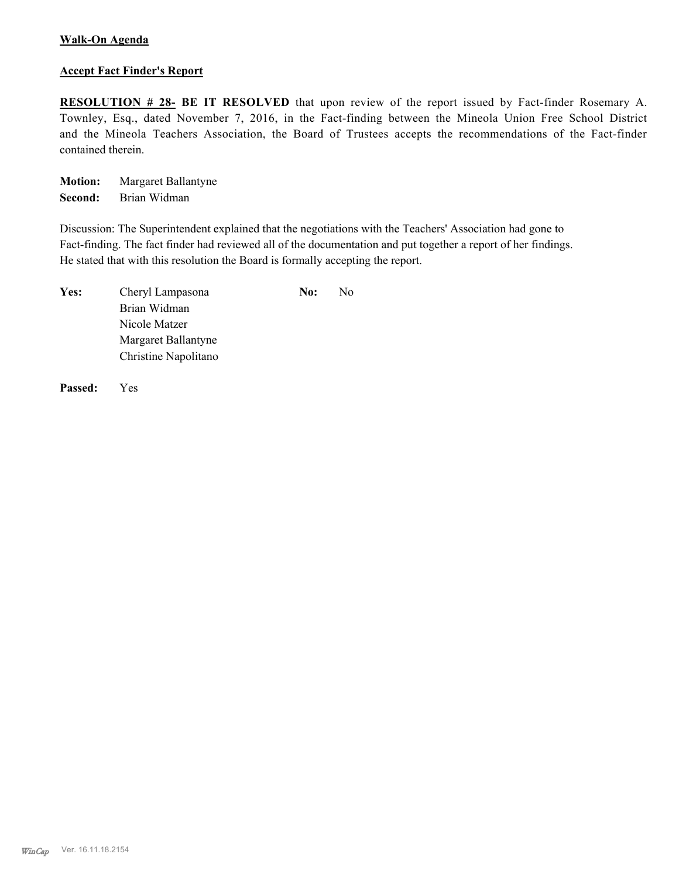**Walk-On Agenda**

**Accept Fact Finder's Report**

**RESOLUTION # 28- BE IT RESOLVED** that upon review of the report issued by Fact-finder Rosemary A. Townley, Esq., dated November 7, 2016, in the Fact-finding between the Mineola Union Free School District and the Mineola Teachers Association, the Board of Trustees accepts the recommendations of the Fact-finder contained therein.

**Motion:** Margaret Ballantyne
**Second:** Brian Widman

Discussion: The Superintendent explained that the negotiations with the Teachers' Association had gone to Fact-finding. The fact finder had reviewed all of the documentation and put together a report of her findings. He stated that with this resolution the Board is formally accepting the report.

| **Yes:** | | **No:** | |
|---|---|---|---|
| | Cheryl Lampasona | | No |
| | Brian Widman | | |
| | Nicole Matzer | | |
| | Margaret Ballantyne | | |
| | Christine Napolitano | | |

**Passed:** Yes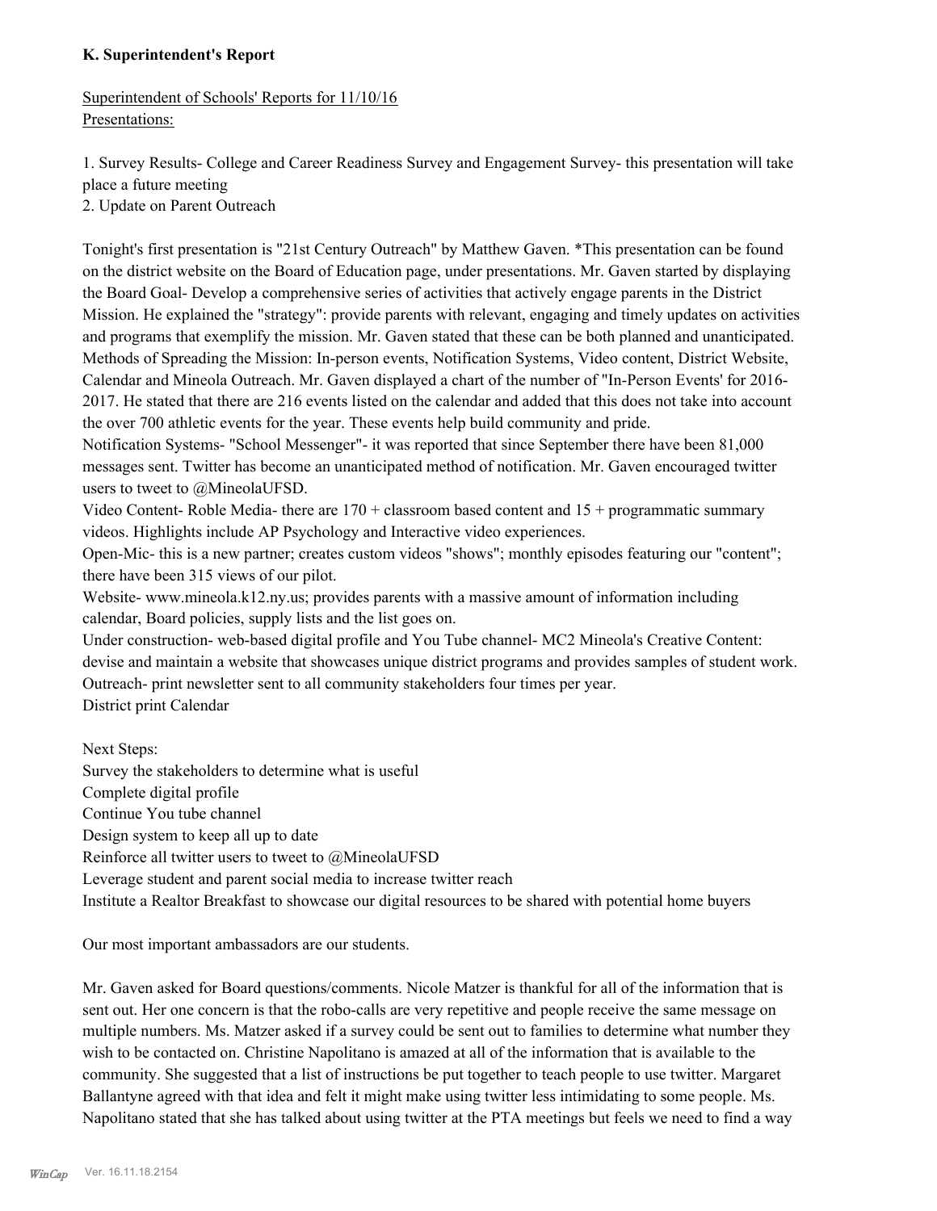**K. Superintendent's Report**

Superintendent of Schools' Reports for 11/10/16
Presentations:

1. Survey Results- College and Career Readiness Survey and Engagement Survey- this presentation will take place a future meeting
2. Update on Parent Outreach

Tonight's first presentation is "21st Century Outreach" by Matthew Gaven. *This presentation can be found on the district website on the Board of Education page, under presentations. Mr. Gaven started by displaying the Board Goal- Develop a comprehensive series of activities that actively engage parents in the District Mission. He explained the "strategy": provide parents with relevant, engaging and timely updates on activities and programs that exemplify the mission. Mr. Gaven stated that these can be both planned and unanticipated. Methods of Spreading the Mission: In-person events, Notification Systems, Video content, District Website, Calendar and Mineola Outreach. Mr. Gaven displayed a chart of the number of "In-Person Events' for 2016-2017. He stated that there are 216 events listed on the calendar and added that this does not take into account the over 700 athletic events for the year. These events help build community and pride.
Notification Systems- "School Messenger"- it was reported that since September there have been 81,000 messages sent. Twitter has become an unanticipated method of notification. Mr. Gaven encouraged twitter users to tweet to @MineolaUFSD.
Video Content- Roble Media- there are 170 + classroom based content and 15 + programmatic summary videos. Highlights include AP Psychology and Interactive video experiences.
Open-Mic- this is a new partner; creates custom videos "shows"; monthly episodes featuring our "content"; there have been 315 views of our pilot.
Website- www.mineola.k12.ny.us; provides parents with a massive amount of information including calendar, Board policies, supply lists and the list goes on.
Under construction- web-based digital profile and You Tube channel- MC2 Mineola's Creative Content: devise and maintain a website that showcases unique district programs and provides samples of student work.
Outreach- print newsletter sent to all community stakeholders four times per year.
District print Calendar

Next Steps:
Survey the stakeholders to determine what is useful
Complete digital profile
Continue You tube channel
Design system to keep all up to date
Reinforce all twitter users to tweet to @MineolaUFSD
Leverage student and parent social media to increase twitter reach
Institute a Realtor Breakfast to showcase our digital resources to be shared with potential home buyers

Our most important ambassadors are our students.

Mr. Gaven asked for Board questions/comments. Nicole Matzer is thankful for all of the information that is sent out. Her one concern is that the robo-calls are very repetitive and people receive the same message on multiple numbers. Ms. Matzer asked if a survey could be sent out to families to determine what number they wish to be contacted on. Christine Napolitano is amazed at all of the information that is available to the community. She suggested that a list of instructions be put together to teach people to use twitter. Margaret Ballantyne agreed with that idea and felt it might make using twitter less intimidating to some people. Ms. Napolitano stated that she has talked about using twitter at the PTA meetings but feels we need to find a way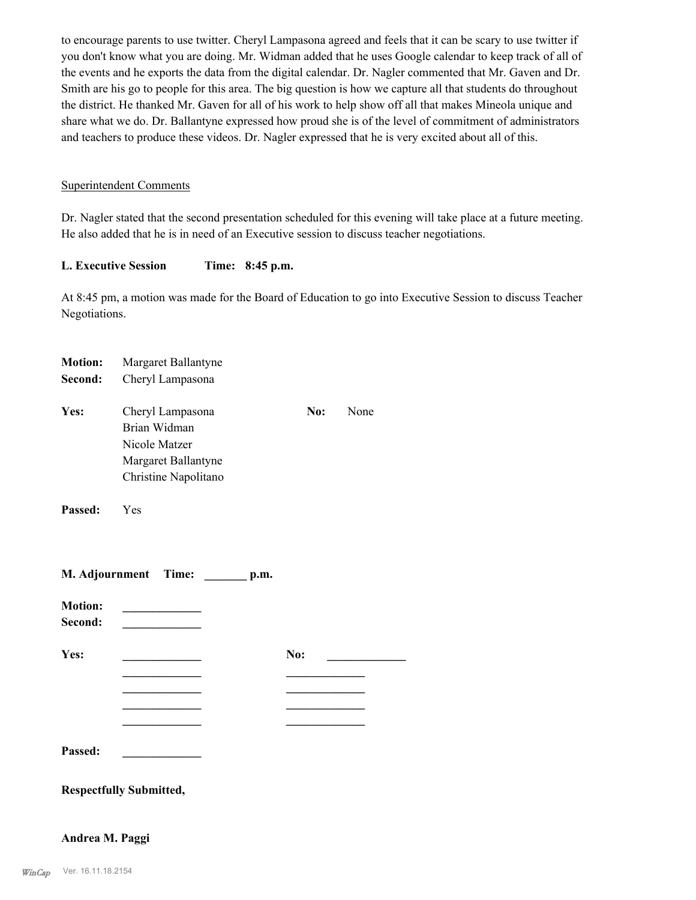to encourage parents to use twitter. Cheryl Lampasona agreed and feels that it can be scary to use twitter if you don't know what you are doing. Mr. Widman added that he uses Google calendar to keep track of all of the events and he exports the data from the digital calendar. Dr. Nagler commented that Mr. Gaven and Dr. Smith are his go to people for this area. The big question is how we capture all that students do throughout the district. He thanked Mr. Gaven for all of his work to help show off all that makes Mineola unique and share what we do. Dr. Ballantyne expressed how proud she is of the level of commitment of administrators and teachers to produce these videos. Dr. Nagler expressed that he is very excited about all of this.

Superintendent Comments

Dr. Nagler stated that the second presentation scheduled for this evening will take place at a future meeting. He also added that he is in need of an Executive session to discuss teacher negotiations.

**L. Executive Session Time: 8:45 p.m.**

At 8:45 pm, a motion was made for the Board of Education to go into Executive Session to discuss Teacher Negotiations.

**Motion:** Margaret Ballantyne
**Second:** Cheryl Lampasona

| | | | |
|---|---|---|---|
| **Yes:** | Cheryl Lampasona | **No:** | None |
| | Brian Widman | | |
| | Nicole Matzer | | |
| | Margaret Ballantyne | | |
| | Christine Napolitano | | |

**Passed:** Yes

**M. Adjournment Time: _______ p.m.**

**Motion:** _____________
**Second:** _____________

| | | | |
|---|---|---|---|
| **Yes:** | _____________ | **No:** | _____________ |
| | _____________ | | _____________ |
| | _____________ | | _____________ |
| | _____________ | | _____________ |
| | _____________ | | _____________ |

**Passed:** _____________

**Respectfully Submitted,**

**Andrea M. Paggi**